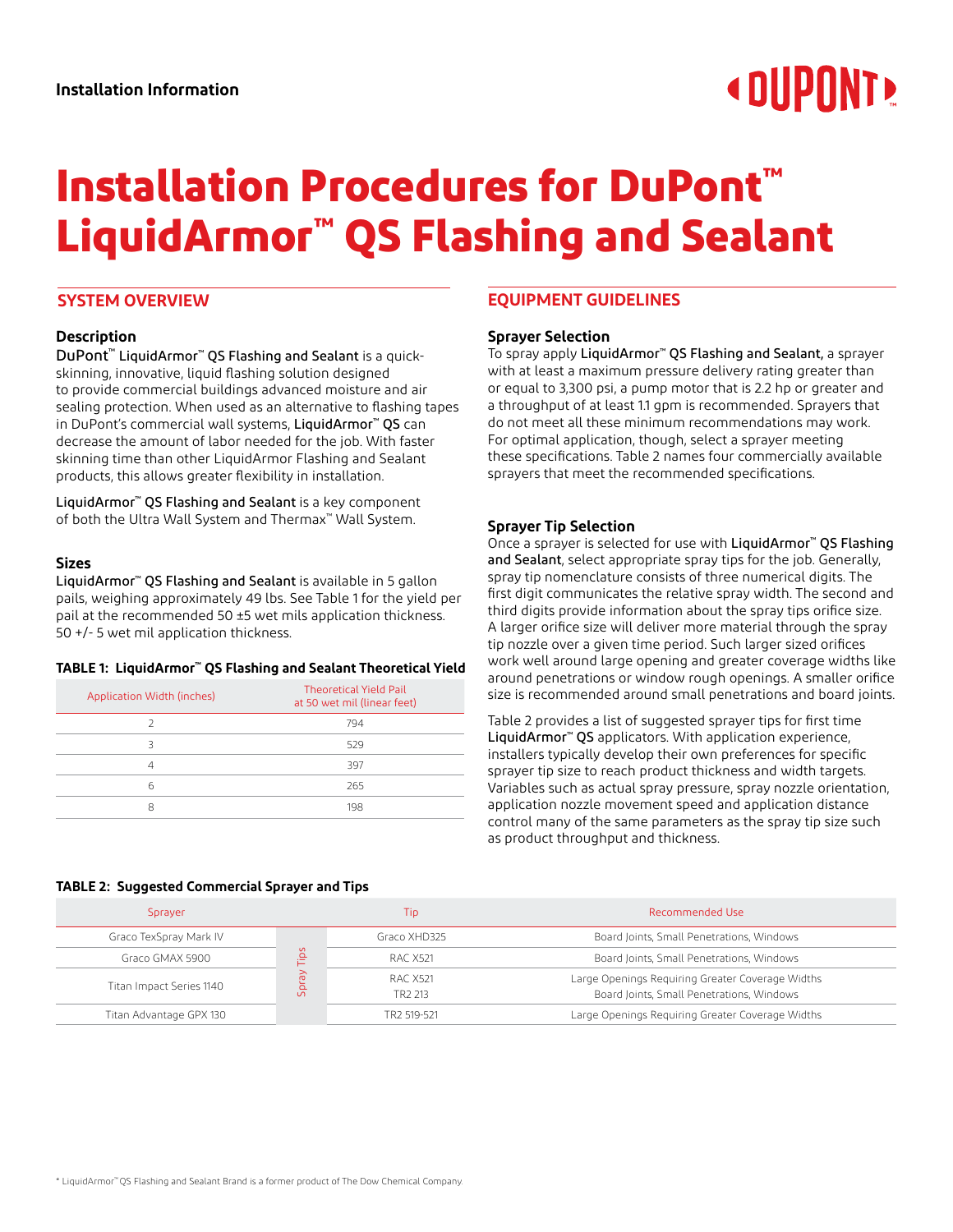Installation Information

# Installation Procedures for DuPont™ LiquidArmor™ QS Flashing and Sealant

## SYSTEM OVERVIEW

### Description

DuPont™ LiquidArmor™ QS Flashing and Sealant is a quick-skinning, innovative, liquid flashing solution designed to provide commercial buildings advanced moisture and air sealing protection. When used as an alternative to flashing tapes in DuPont's commercial wall systems, **LiquidArmor™ QS** can decrease the amount of labor needed for the job. With faster skinning time than other LiquidArmor Flashing and Sealant products, this allows greater flexibility in installation.

LiquidArmor™ QS Flashing and Sealant is a key component of both the Ultra Wall System and Thermax™ Wall System.

### Sizes

LiquidArmor™ QS Flashing and Sealant is available in 5 gallon pails, weighing approximately 49 lbs. See Table 1 for the yield per pail at the recommended 50 ±5 wet mils application thickness. 50 +/- 5 wet mil application thickness.

**TABLE 1: LiquidArmor™ QS Flashing and Sealant Theoretical Yield**

| Application Width (inches) | Theoretical Yield Pail at 50 wet mil (linear feet) |
|---|---|
| 2 | 794 |
| 3 | 529 |
| 4 | 397 |
| 6 | 265 |
| 8 | 198 |

## EQUIPMENT GUIDELINES

### Sprayer Selection

To spray apply **LiquidArmor™ QS Flashing and Sealant,** a sprayer with at least a maximum pressure delivery rating greater than or equal to 3,300 psi, a pump motor that is 2.2 hp or greater and a throughput of at least 1.1 gpm is recommended. Sprayers that do not meet all these minimum recommendations may work. For optimal application, though, select a sprayer meeting these specifications. Table 2 names four commercially available sprayers that meet the recommended specifications.

### Sprayer Tip Selection

Once a sprayer is selected for use with **LiquidArmor™ QS Flashing and Sealant**, select appropriate spray tips for the job. Generally, spray tip nomenclature consists of three numerical digits. The first digit communicates the relative spray width. The second and third digits provide information about the spray tips orifice size. A larger orifice size will deliver more material through the spray tip nozzle over a given time period. Such larger sized orifices work well around large opening and greater coverage widths like around penetrations or window rough openings. A smaller orifice size is recommended around small penetrations and board joints.

Table 2 provides a list of suggested sprayer tips for first time **LiquidArmor™ QS** applicators. With application experience, installers typically develop their own preferences for specific sprayer tip size to reach product thickness and width targets. Variables such as actual spray pressure, spray nozzle orientation, application nozzle movement speed and application distance control many of the same parameters as the spray tip size such as product throughput and thickness.

**TABLE 2: Suggested Commercial Sprayer and Tips**

| Sprayer | | Tip | Recommended Use |
|---|---|---|---|
| Graco TexSpray Mark IV | Spray Tips | Graco XHD325 | Board Joints, Small Penetrations, Windows |
| Graco GMAX 5900 | | RAC X521 | Board Joints, Small Penetrations, Windows |
| Titan Impact Series 1140 | | RAC X521<br>TR2 213 | Large Openings Requiring Greater Coverage Widths<br>Board Joints, Small Penetrations, Windows |
| Titan Advantage GPX 130 | | TR2 519-521 | Large Openings Requiring Greater Coverage Widths |

* LiquidArmor™ QS Flashing and Sealant Brand is a former product of The Dow Chemical Company.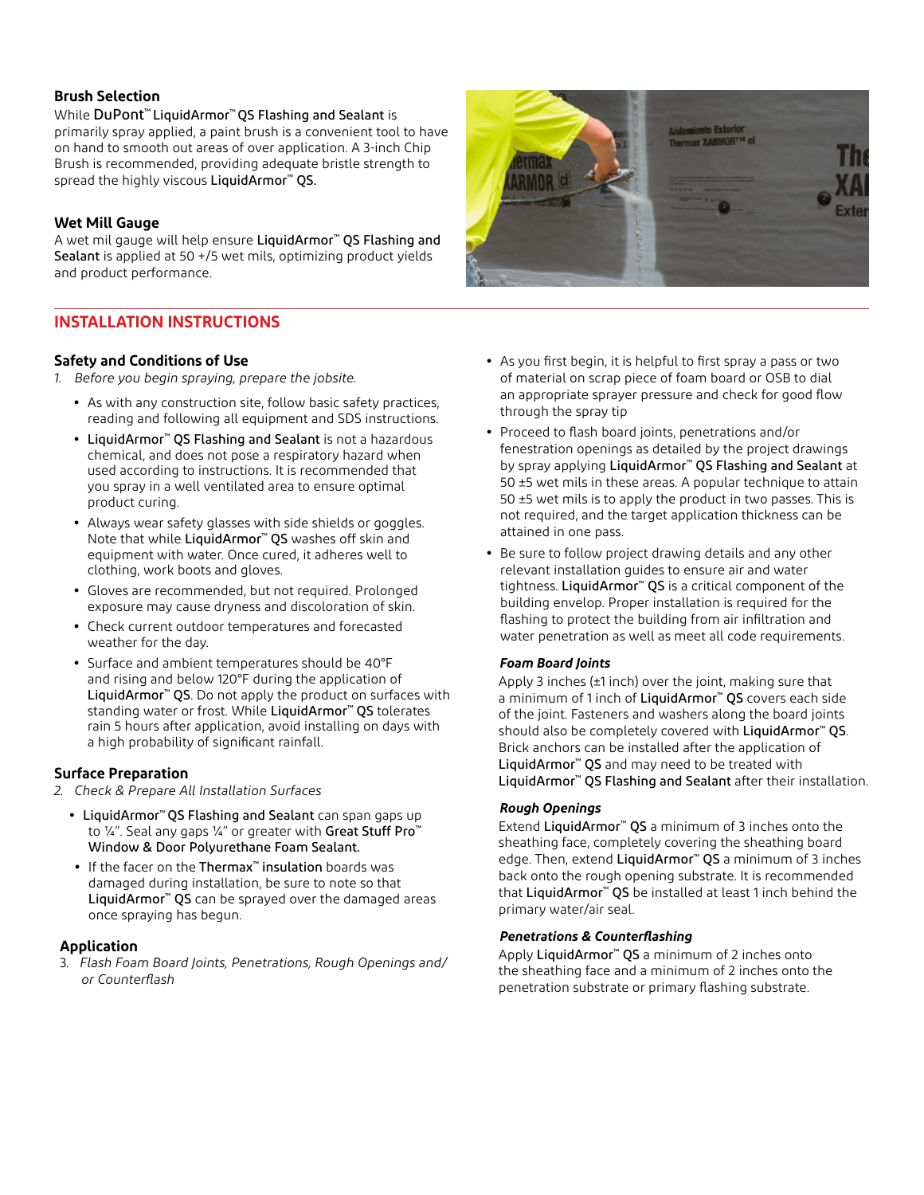### Brush Selection

While DuPont™ LiquidArmor™ QS Flashing and Sealant is primarily spray applied, a paint brush is a convenient tool to have on hand to smooth out areas of over application. A 3-inch Chip Brush is recommended, providing adequate bristle strength to spread the highly viscous LiquidArmor™ QS.

### Wet Mill Gauge

A wet mil gauge will help ensure LiquidArmor™ QS Flashing and Sealant is applied at 50 +/5 wet mils, optimizing product yields and product performance.

## INSTALLATION INSTRUCTIONS

### Safety and Conditions of Use

1. *Before you begin spraying, prepare the jobsite.*
   - As with any construction site, follow basic safety practices, reading and following all equipment and SDS instructions.
   - LiquidArmor™ QS Flashing and Sealant is not a hazardous chemical, and does not pose a respiratory hazard when used according to instructions. It is recommended that you spray in a well ventilated area to ensure optimal product curing.
   - Always wear safety glasses with side shields or goggles. Note that while LiquidArmor™ QS washes off skin and equipment with water. Once cured, it adheres well to clothing, work boots and gloves.
   - Gloves are recommended, but not required. Prolonged exposure may cause dryness and discoloration of skin.
   - Check current outdoor temperatures and forecasted weather for the day.
   - Surface and ambient temperatures should be 40°F and rising and below 120°F during the application of LiquidArmor™ QS. Do not apply the product on surfaces with standing water or frost. While LiquidArmor™ QS tolerates rain 5 hours after application, avoid installing on days with a high probability of significant rainfall.

### Surface Preparation

2. *Check & Prepare All Installation Surfaces*
   - LiquidArmor™ QS Flashing and Sealant can span gaps up to ¼". Seal any gaps ¼" or greater with Great Stuff Pro™ Window & Door Polyurethane Foam Sealant.
   - If the facer on the Thermax™ insulation boards was damaged during installation, be sure to note so that LiquidArmor™ QS can be sprayed over the damaged areas once spraying has begun.

### Application

3. *Flash Foam Board Joints, Penetrations, Rough Openings and/or Counterflash*
   - As you first begin, it is helpful to first spray a pass or two of material on scrap piece of foam board or OSB to dial an appropriate sprayer pressure and check for good flow through the spray tip
   - Proceed to flash board joints, penetrations and/or fenestration openings as detailed by the project drawings by spray applying LiquidArmor™ QS Flashing and Sealant at 50 ±5 wet mils in these areas. A popular technique to attain 50 ±5 wet mils is to apply the product in two passes. This is not required, and the target application thickness can be attained in one pass.
   - Be sure to follow project drawing details and any other relevant installation guides to ensure air and water tightness. LiquidArmor™ QS is a critical component of the building envelop. Proper installation is required for the flashing to protect the building from air infiltration and water penetration as well as meet all code requirements.

#### *Foam Board Joints*

Apply 3 inches (±1 inch) over the joint, making sure that a minimum of 1 inch of LiquidArmor™ QS covers each side of the joint. Fasteners and washers along the board joints should also be completely covered with LiquidArmor™ QS. Brick anchors can be installed after the application of LiquidArmor™ QS and may need to be treated with LiquidArmor™ QS Flashing and Sealant after their installation.

#### *Rough Openings*

Extend LiquidArmor™ QS a minimum of 3 inches onto the sheathing face, completely covering the sheathing board edge. Then, extend LiquidArmor™ QS a minimum of 3 inches back onto the rough opening substrate. It is recommended that LiquidArmor™ QS be installed at least 1 inch behind the primary water/air seal.

#### *Penetrations & Counterflashing*

Apply LiquidArmor™ QS a minimum of 2 inches onto the sheathing face and a minimum of 2 inches onto the penetration substrate or primary flashing substrate.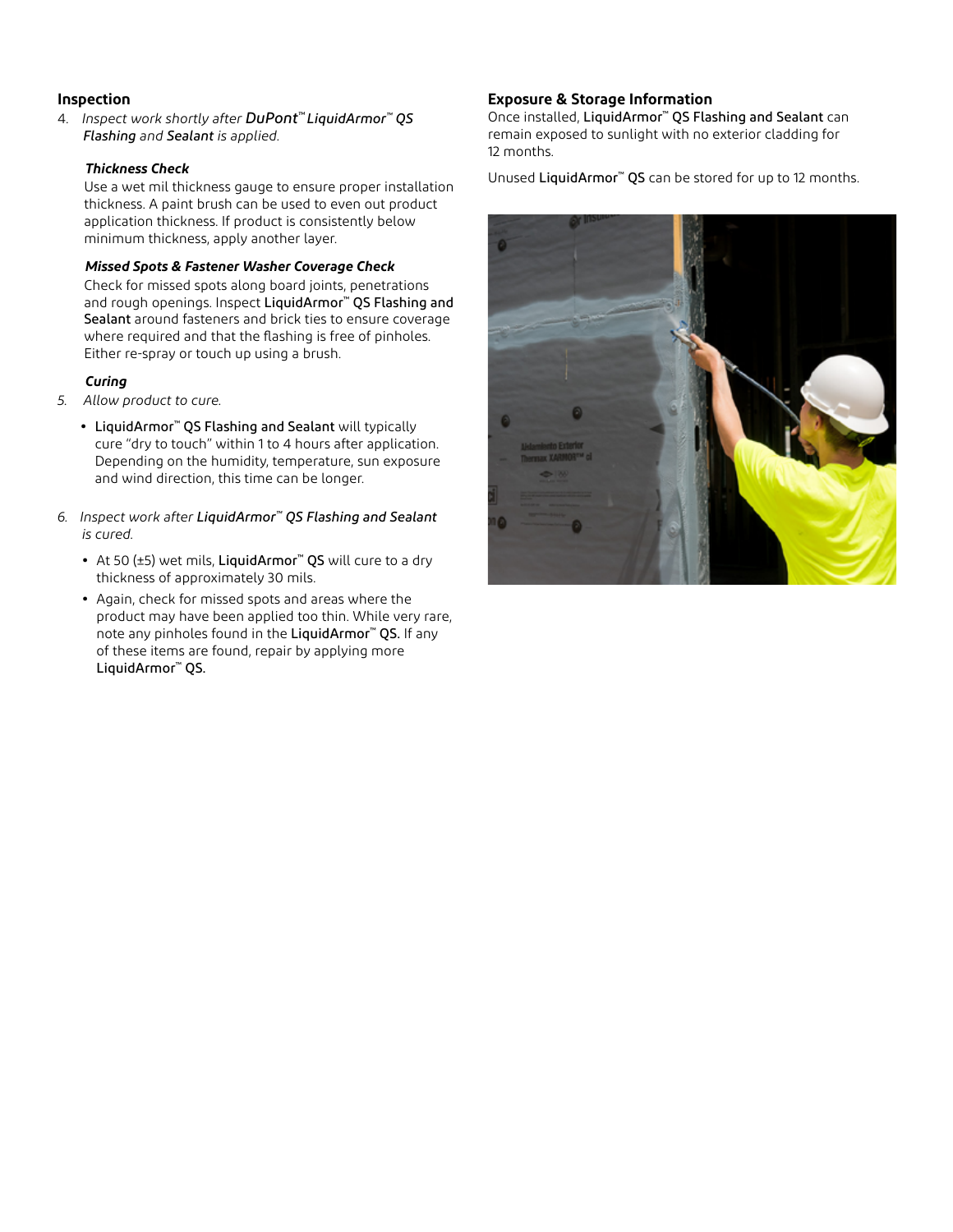## Inspection

4. *Inspect work shortly after DuPont™ LiquidArmor™ QS Flashing and Sealant is applied.*

   ***Thickness Check***

   Use a wet mil thickness gauge to ensure proper installation thickness. A paint brush can be used to even out product application thickness. If product is consistently below minimum thickness, apply another layer.

   ***Missed Spots & Fastener Washer Coverage Check***

   Check for missed spots along board joints, penetrations and rough openings. Inspect **LiquidArmor™ QS Flashing and Sealant** around fasteners and brick ties to ensure coverage where required and that the flashing is free of pinholes. Either re-spray or touch up using a brush.

   ***Curing***

5. *Allow product to cure.*

   - **LiquidArmor™ QS Flashing and Sealant** will typically cure "dry to touch" within 1 to 4 hours after application. Depending on the humidity, temperature, sun exposure and wind direction, this time can be longer.

6. *Inspect work after **LiquidArmor™ QS Flashing and Sealant** is cured.*

   - At 50 (±5) wet mils, **LiquidArmor™ QS** will cure to a dry thickness of approximately 30 mils.
   - Again, check for missed spots and areas where the product may have been applied too thin. While very rare, note any pinholes found in the **LiquidArmor™ QS.** If any of these items are found, repair by applying more **LiquidArmor™ QS.**

## Exposure & Storage Information

Once installed, **LiquidArmor™ QS Flashing and Sealant** can remain exposed to sunlight with no exterior cladding for 12 months.

Unused **LiquidArmor™ QS** can be stored for up to 12 months.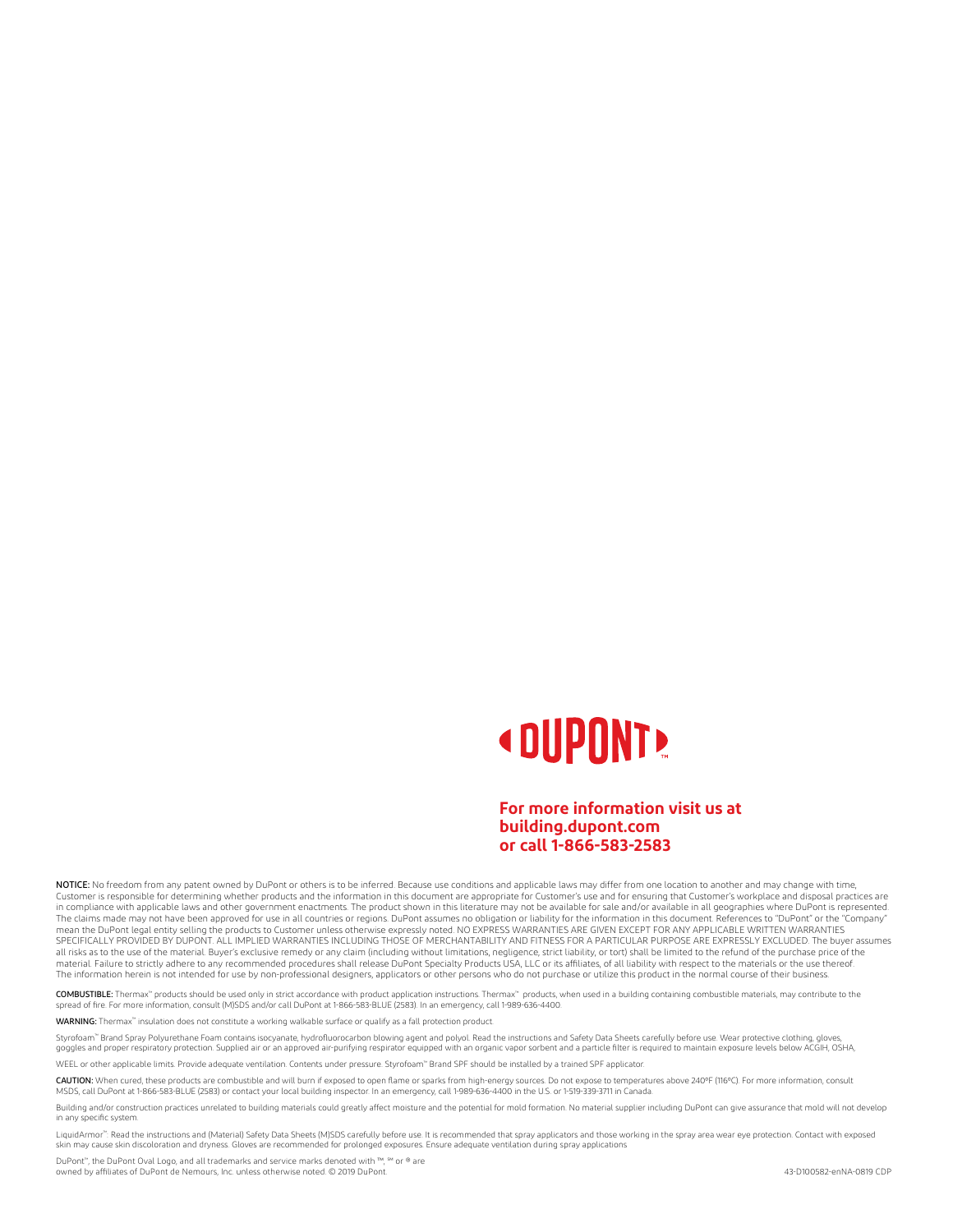DUPONT™

**For more information visit us at building.dupont.com or call 1-866-583-2583**

**NOTICE:** No freedom from any patent owned by DuPont or others is to be inferred. Because use conditions and applicable laws may differ from one location to another and may change with time, Customer is responsible for determining whether products and the information in this document are appropriate for Customer's use and for ensuring that Customer's workplace and disposal practices are in compliance with applicable laws and other government enactments. The product shown in this literature may not be available for sale and/or available in all geographies where DuPont is represented. The claims made may not have been approved for use in all countries or regions. DuPont assumes no obligation or liability for the information in this document. References to "DuPont" or the "Company" mean the DuPont legal entity selling the products to Customer unless otherwise expressly noted. NO EXPRESS WARRANTIES ARE GIVEN EXCEPT FOR ANY APPLICABLE WRITTEN WARRANTIES SPECIFICALLY PROVIDED BY DUPONT. ALL IMPLIED WARRANTIES INCLUDING THOSE OF MERCHANTABILITY AND FITNESS FOR A PARTICULAR PURPOSE ARE EXPRESSLY EXCLUDED. The buyer assumes all risks as to the use of the material. Buyer's exclusive remedy or any claim (including without limitations, negligence, strict liability, or tort) shall be limited to the refund of the purchase price of the material. Failure to strictly adhere to any recommended procedures shall release DuPont Specialty Products USA, LLC or its affiliates, of all liability with respect to the materials or the use thereof. The information herein is not intended for use by non-professional designers, applicators or other persons who do not purchase or utilize this product in the normal course of their business.

**COMBUSTIBLE:** Thermax™ products should be used only in strict accordance with product application instructions. Thermax™ products, when used in a building containing combustible materials, may contribute to the spread of fire. For more information, consult (M)SDS and/or call DuPont at 1-866-583-BLUE (2583). In an emergency, call 1-989-636-4400.

**WARNING:** Thermax™ insulation does not constitute a working walkable surface or qualify as a fall protection product.

Styrofoam™ Brand Spray Polyurethane Foam contains isocyanate, hydrofluorocarbon blowing agent and polyol. Read the instructions and Safety Data Sheets carefully before use. Wear protective clothing, gloves, goggles and proper respiratory protection. Supplied air or an approved air-purifying respirator equipped with an organic vapor sorbent and a particle filter is required to maintain exposure levels below ACGIH, OSHA,

WEEL or other applicable limits. Provide adequate ventilation. Contents under pressure. Styrofoam™ Brand SPF should be installed by a trained SPF applicator.

**CAUTION:** When cured, these products are combustible and will burn if exposed to open flame or sparks from high-energy sources. Do not expose to temperatures above 240°F (116°C). For more information, consult MSDS, call DuPont at 1-866-583-BLUE (2583) or contact your local building inspector. In an emergency, call 1-989-636-4400 in the U.S. or 1-519-339-3711 in Canada.

Building and/or construction practices unrelated to building materials could greatly affect moisture and the potential for mold formation. No material supplier including DuPont can give assurance that mold will not develop in any specific system.

LiquidArmor™: Read the instructions and (Material) Safety Data Sheets (M)SDS carefully before use. It is recommended that spray applicators and those working in the spray area wear eye protection. Contact with exposed skin may cause skin discoloration and dryness. Gloves are recommended for prolonged exposures. Ensure adequate ventilation during spray applications.

DuPont™, the DuPont Oval Logo, and all trademarks and service marks denoted with ™, ℠ or ® are owned by affiliates of DuPont de Nemours, Inc. unless otherwise noted. © 2019 DuPont.

43-D100582-enNA-0819 CDP